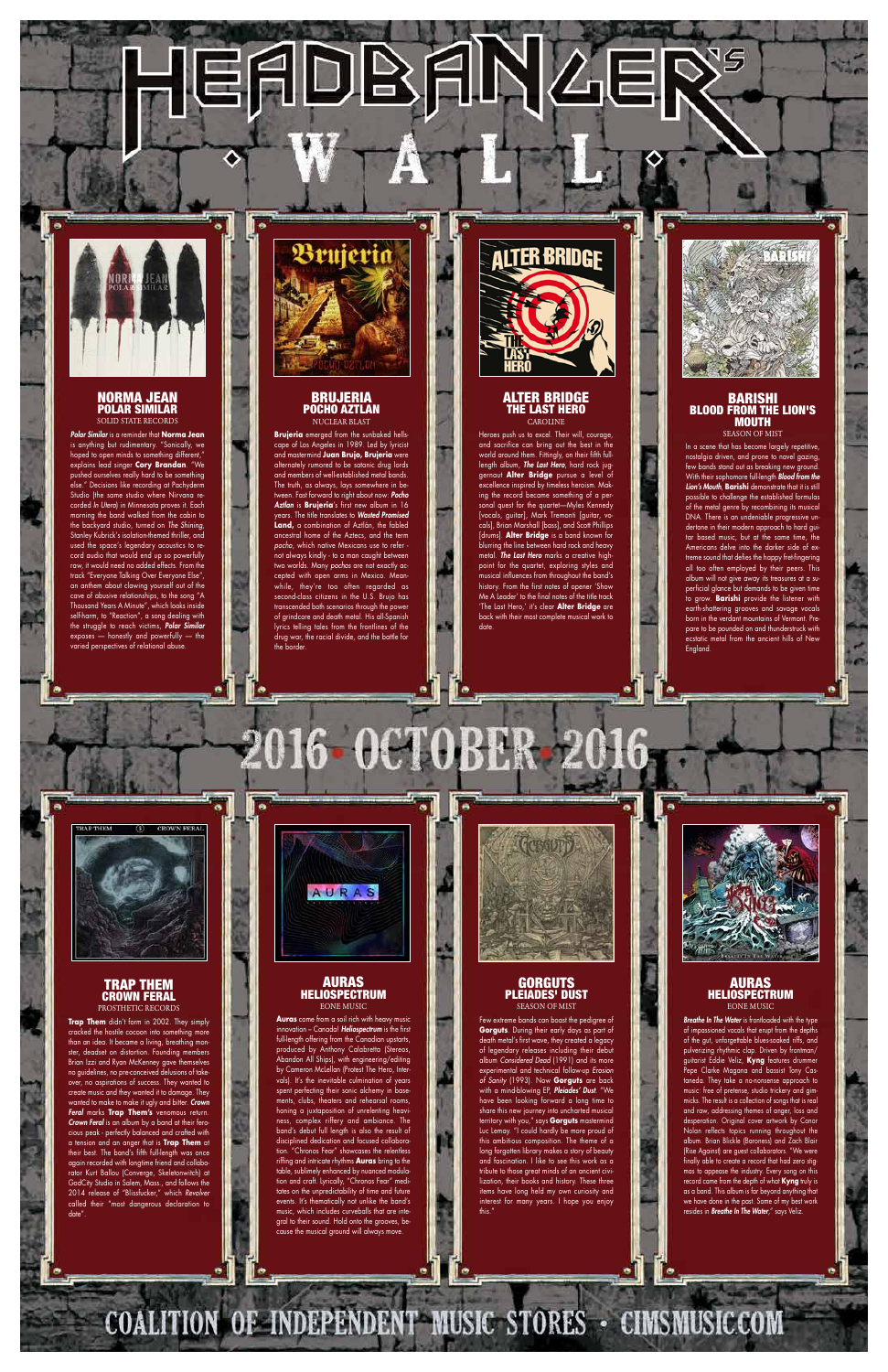# HEADBANGER'S WALL

## NORMA JEAN
### POLAR SIMILAR
SOLID STATE RECORDS

***Polar Similar*** is a reminder that **Norma Jean** is anything but rudimentary. "Sonically, we hoped to open minds to something different," explains lead singer **Cory Brandan**. "We pushed ourselves really hard to be something else." Decisions like recording at Pachyderm Studio (the same studio where Nirvana recorded *In Utero*) in Minnesota proves it. Each morning the band walked from the cabin to the backyard studio, turned on *The Shining*, Stanley Kubrick's isolation-themed thriller, and used the space's legendary acoustics to record audio that would end up so powerfully raw, it would need no added effects. From the track "Everyone Talking Over Everyone Else", an anthem about clawing yourself out of the cave of abusive relationships, to the song "A Thousand Years A Minute", which looks inside self-harm, to "Reaction", a song dealing with the struggle to reach victims, ***Polar Similar*** exposes — honestly and powerfully — the varied perspectives of relational abuse.

## BRUJERIA
### POCHO AZTLAN
NUCLEAR BLAST

**Brujeria** emerged from the sunbaked hellscape of Los Angeles in 1989. Led by lyricist and mastermind **Juan Brujo, Brujeria** were alternately rumored to be satanic drug lords and members of well-established metal bands. The truth, as always, lays somewhere in between. Fast forward to right about now: ***Pocho Aztlan*** is **Brujeria**'s first new album in 16 years. The title translates to ***Wasted Promised Land***, a combination of Aztlán, the fabled ancestral home of the Aztecs, and the term *pocho*, which native Mexicans use to refer - not always kindly - to a man caught between two worlds. Many *pochos* are not exactly accepted with open arms in Mexico. Meanwhile, they're too often regarded as second-class citizens in the U.S. Brujo has transcended both scenarios through the power of grindcore and death metal. His all-Spanish lyrics telling tales from the frontlines of the drug war, the racial divide, and the battle for the border.

## ALTER BRIDGE
### THE LAST HERO
CAROLINE

Heroes push us to excel. Their will, courage, and sacrifice can bring out the best in the world around them. Fittingly, on their fifth full-length album, ***The Last Hero***, hard rock juggernaut **Alter Bridge** pursue a level of excellence inspired by timeless heroism. Making the record became something of a personal quest for the quartet—Myles Kennedy [vocals, guitar], Mark Tremonti [guitar, vocals], Brian Marshall [bass], and Scott Phillips [drums]. **Alter Bridge** is a band known for blurring the line between hard rock and heavy metal. ***The Last Hero*** marks a creative high-point for the quartet, exploring styles and musical influences from throughout the band's history. From the first notes of opener 'Show Me A Leader' to the final notes of the title track 'The Last Hero,' it's clear **Alter Bridge** are back with their most complete musical work to date.

## BARISHI
### BLOOD FROM THE LION'S MOUTH
SEASON OF MIST

In a scene that has become largely repetitive, nostalgia driven, and prone to navel gazing, few bands stand out as breaking new ground. With their sophomore full-length ***Blood from the Lion's Mouth***, **Barishi** demonstrate that it is still possible to challenge the established formulas of the metal genre by recombining its musical DNA. There is an undeniable progressive undertone in their modern approach to hard guitar based music, but at the same time, the Americans delve into the darker side of extreme sound that defies the happy fret-fingering all too often employed by their peers. This album will not give away its treasures at a superficial glance but demands to be given time to grow. **Barishi** provide the listener with earth-shattering grooves and savage vocals born in the verdant mountains of Vermont. Prepare to be pounded on and thunderstruck with ecstatic metal from the ancient hills of New England.

# 2016 • OCTOBER • 2016

## TRAP THEM
### CROWN FERAL
PROSTHETIC RECORDS

**Trap Them** didn't form in 2002. They simply cracked the hostile cocoon into something more than an idea. It became a living, breathing monster, deadset on distortion. Founding members Brian Izzi and Ryan McKenney gave themselves no guidelines, no pre-conceived delusions of takeover, no aspirations of success. They wanted to create music and they wanted it to damage. They wanted to make it ugly and bitter. ***Crown Feral*** marks **Trap Them's** venomous return. ***Crown Feral*** is an album by a band at their ferocious peak - perfectly balanced and crafted with a tension and an anger that is **Trap Them** at their best. The band's fifth full-length was once again recorded with longtime friend and collaborator Kurt Ballou (Converge, Skeletonwitch) at GodCity Studio in Salem, Mass., and follows the 2014 release of "Blissfucker," which *Revolver* called their "most dangerous declaration to date".

## AURAS
### HELIOSPECTRUM
EONE MUSIC

**Auras** come from a soil rich with heavy music innovation – Canada! ***Heliospectrum*** is the first full-length offering from the Canadian upstarts, produced by Anthony Calabretta (Stereos, Abandon All Ships), with engineering/editing by Cameron McLellan (Protest The Hero, Intervals). It's the inevitable culmination of years spent perfecting their sonic alchemy in basements, clubs, theaters and rehearsal rooms, honing a juxtaposition of unrelenting heaviness, complex riffery and ambiance. The band's debut full length is also the result of disciplined dedication and focused collaboration. "Chronos Fear" showcases the relentless riffing and intricate rhythms **Auras** bring to the table, sublimely enhanced by nuanced modulation and craft. Lyrically, "Chronos Fear" meditates on the unpredictability of time and future events. It's thematically not unlike the band's music, which includes curveballs that are integral to their sound. Hold onto the grooves, because the musical ground will always move.

## GORGUTS
### PLEIADES' DUST
SEASON OF MIST

Few extreme bands can boast the pedigree of **Gorguts**. During their early days as part of death metal's first wave, they created a legacy of legendary releases including their debut album *Considered Dead* (1991) and its more experimental and technical follow-up *Erosion of Sanity* (1993). Now **Gorguts** are back with a mind-blowing EP, ***Pleiades' Dust***. "We have been looking forward a long time to share this new journey into uncharted musical territory with you," says **Gorguts** mastermind Luc Lemay. "I could hardly be more proud of this ambitious composition. The theme of a long forgotten library makes a story of beauty and fascination. I like to see this work as a tribute to those great minds of an ancient civilization, their books and their treasure. These three items have long held my own curiosity and interest for many years. I hope you enjoy this."

## AURAS
### HELIOSPECTRUM
EONE MUSIC

***Breathe In The Water*** is frontloaded with the type of impassioned vocals that erupt from the depths of the gut, unforgettable blues-soaked riffs, and pulverizing rhythmic clap. Driven by frontman/guitarist Eddie Veliz, **Kyng** features drummer Pepe Clarke Magana and bassist Tony Castaneda. They take a no-nonsense approach to music: free of pretense, studio trickery and gimmicks. The result is a collection of songs that is real and raw, addressing themes of anger, loss and desperation. Original cover artwork by Conor Nolan reflects topics running throughout the album. Brian Blickle (Baroness) and Zach Blair (Rise Against) are guest collaborators. "We were finally able to create a record that had zero stigmas to appease the industry. Every song on this record came from the depth of what **Kyng** truly is as a band. This album is far beyond anything that we have done in the past. Some of my best work resides in ***Breathe In The Water***," says Veliz.

COALITION OF INDEPENDENT MUSIC STORES • CIMSMUSIC.COM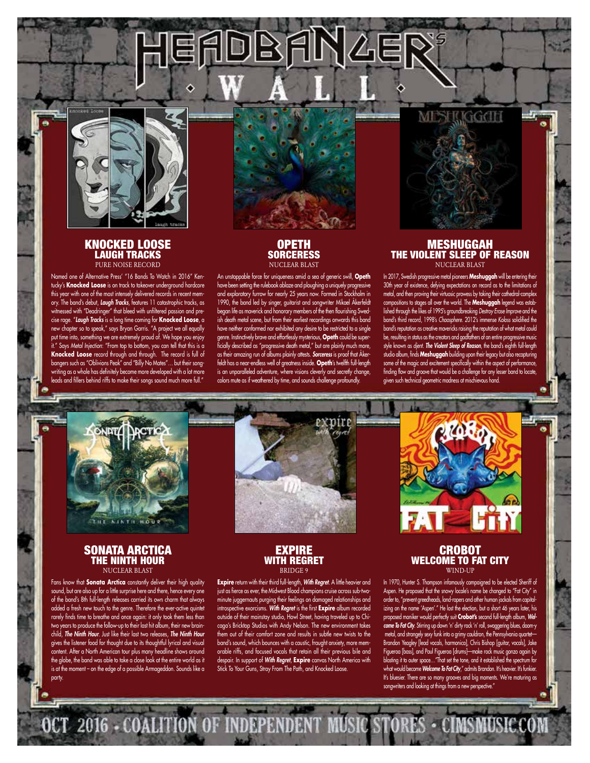# HEADBANGER'S WALL

## KNOCKED LOOSE
### LAUGH TRACKS
PURE NOISE RECORD

Named one of Alternative Press' "16 Bands To Watch in 2016" Kentucky's **Knocked Loose** is on track to takeover underground hardcore this year with one of the most intensely delivered records in recent memory. The band's debut, ***Laugh Tracks***, features 11 catastrophic tracks, as witnessed with "Deadringer" that bleed with unfiltered passion and precise rage. "***Laugh Tracks*** is a long time coming for **Knocked Loose**, a new chapter so to speak," says Bryan Garris. "A project we all equally put time into, something we are extremely proud of. We hope you enjoy it." Says *Metal Injection*: "From top to bottom, you can tell that this is a **Knocked Loose** record through and through. The record is full of bangers such as "Oblivions Peak" and "Billy No Mates"… but their songwriting as a whole has definitely become more developed with a lot more leads and fillers behind riffs to make their songs sound much more full."

## OPETH
### SORCERESS
NUCLEAR BLAST

An unstoppable force for uniqueness amid a sea of generic swill, **Opeth** have been setting the rulebook ablaze and ploughing a uniquely progressive and exploratory furrow for nearly 25 years now. Formed in Stockholm in 1990, the band led by singer, guitarist and songwriter Mikael Åkerfeldt began life as maverick and honorary members of the then flourishing Swedish death metal scene, but from their earliest recordings onwards this band have neither conformed nor exhibited any desire to be restricted to a single genre. Instinctively brave and effortlessly mysterious, **Opeth** could be superficially described as "progressive death metal," but are plainly much more, as their amazing run of albums plainly attests. ***Sorceress*** is proof that Åkerfeldt has a near-endless well of greatness inside. **Opeth**'s twelfth full-length is an unparalleled adventure, where visions cleverly and secretly change, colors mute as if weathered by time, and sounds challenge profoundly.

## MESHUGGAH
### THE VIOLENT SLEEP OF REASON
NUCLEAR BLAST

In 2017, Swedish progressive metal pioneers **Meshuggah** will be entering their 30th year of existence, defying expectations on record as to the limitations of metal, and then proving their virtuosic prowess by taking their cathedral-complex compositions to stages all over the world. The **Meshuggah** legend was established through the likes of 1995's groundbreaking *Destroy Erase Improve* and the band's third record, 1998's *Chaosphere*. 2012's immense *Koloss* solidified the band's reputation as creative mavericks raising the reputation of what metal could be, resulting in status as the creators and godfathers of an entire progressive music style known as *djent*. ***The Violent Sleep of Reason***, the band's eighth full-length studio album, finds **Meshuggah** building upon their legacy but also recapturing some of the magic and excitement specifically within the aspect of performance, finding flow and groove that would be a challenge for any lesser band to locate, given such technical geometric madness at mischievous hand.

## SONATA ARCTICA
### THE NINTH HOUR
NUCLEAR BLAST

Fans know that **Sonata Arctica** constantly deliver their high quality sound, but are also up for a little surprise here and there, hence every one of the band's 8th full-length releases carried its own charm that always added a fresh new touch to the genre. Therefore the ever-active quintet rarely finds time to breathe and once again: it only took them less than two years to produce the follow-up to their last hit album, their new brainchild, ***The Ninth Hour***. Just like their last two releases, ***The Ninth Hour*** gives the listener food for thought due to its thoughtful lyrical and visual content. After a North American tour plus many headline shows around the globe, the band was able to take a close look at the entire world as it is at the moment – on the edge of a possible Armageddon. Sounds like a party.

## EXPIRE
### WITH REGRET
BRIDGE 9

**Expire** return with their third full-length, ***With Regret***. A little heavier and just as fierce as ever, the Midwest Blood champions cruise across sub-two-minute juggernauts purging their feelings on damaged relationships and introspective exorcisms. ***With Regret*** is the first **Expire** album recorded outside of their mainstay studio, Howl Street, having traveled up to Chicago's Bricktop Studios with Andy Nelson. The new environment takes them out of their comfort zone and results in subtle new twists to the band's sound, which bounces with a caustic, fraught anxiety, more memorable riffs, and focused vocals that retain all their previous bile and despair. In support of ***With Regret***, **Expire** canvas North America with Stick To Your Guns, Stray From The Path, and Knocked Loose.

## CROBOT
### WELCOME TO FAT CITY
WIND-UP

In 1970, Hunter S. Thompson infamously campaigned to be elected Sheriff of Aspen. He proposed that the snowy locale's name be changed to "Fat City" in order to, "prevent greedheads, land-rapers and other human jackals from capitalizing on the name 'Aspen'." He lost the election, but a short 46 years later, his proposed moniker would perfectly suit **Crobot's** second full-length album, ***Welcome To Fat City***. Stirring up down 'n' dirty rock 'n' roll, swaggering blues, doom-y metal, and strangely sexy funk into a grimy cauldron, the Pennsylvania quartet—Brandon Yeagley [lead vocals, harmonica], Chris Bishop [guitar, vocals], Jake Figueroa [bass], and Paul Figueroa [drums]—make rock music gonzo again by blasting it to outer space…"That set the tone, and it established the spectrum for what would become ***Welcome To Fat City***," admits Brandon. It's heavier. It's funkier. It's bluesier. There are so many grooves and big moments. We're maturing as songwriters and looking at things from a new perspective."

OCT 2016 • COALITION OF INDEPENDENT MUSIC STORES • CIMSMUSIC.COM